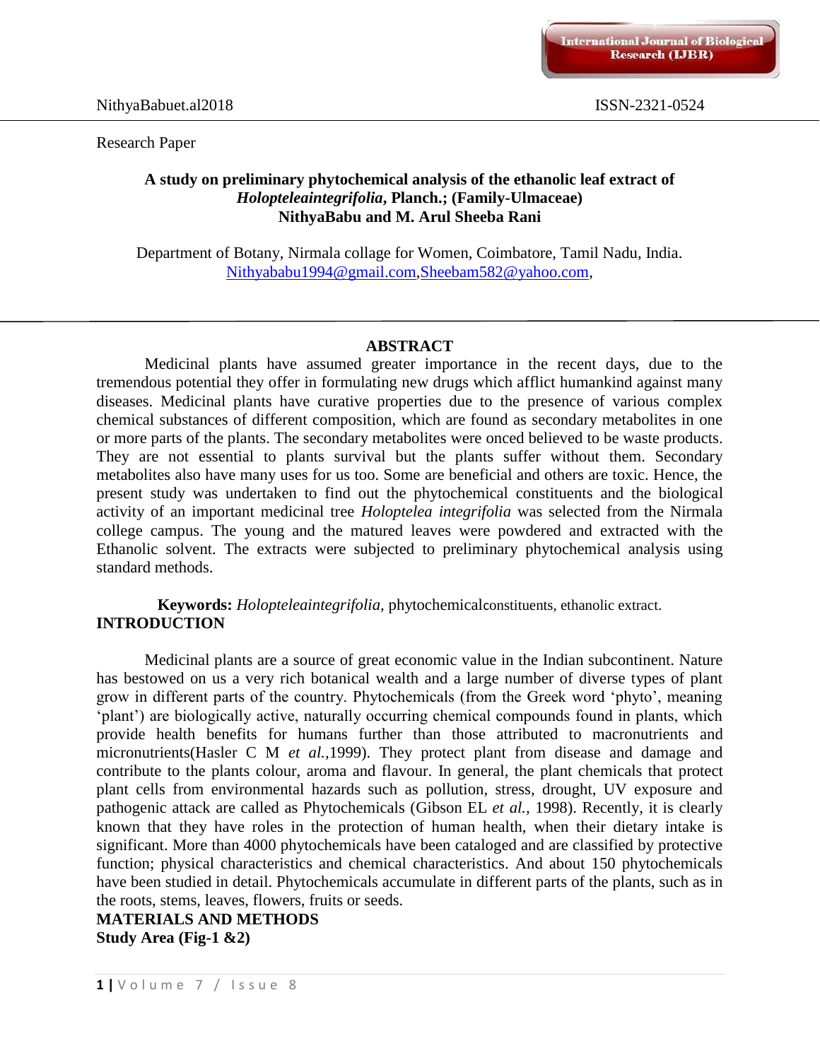Research Paper

# A study on preliminary phytochemical analysis of the ethanolic leaf extract of *Holopteleaintegrifolia*, Planch.; (Family-Ulmaceae)

**NithyaBabu and M. Arul Sheeba Rani**

Department of Botany, Nirmala collage for Women, Coimbatore, Tamil Nadu, India.
Nithyababu1994@gmail.com,Sheebam582@yahoo.com,

## ABSTRACT

Medicinal plants have assumed greater importance in the recent days, due to the tremendous potential they offer in formulating new drugs which afflict humankind against many diseases. Medicinal plants have curative properties due to the presence of various complex chemical substances of different composition, which are found as secondary metabolites in one or more parts of the plants. The secondary metabolites were onced believed to be waste products. They are not essential to plants survival but the plants suffer without them. Secondary metabolites also have many uses for us too. Some are beneficial and others are toxic. Hence, the present study was undertaken to find out the phytochemical constituents and the biological activity of an important medicinal tree *Holoptelea integrifolia* was selected from the Nirmala college campus. The young and the matured leaves were powdered and extracted with the Ethanolic solvent. The extracts were subjected to preliminary phytochemical analysis using standard methods.

**Keywords:** *Holopteleaintegrifolia,* phytochemicalconstituents, ethanolic extract.

## INTRODUCTION

Medicinal plants are a source of great economic value in the Indian subcontinent. Nature has bestowed on us a very rich botanical wealth and a large number of diverse types of plant grow in different parts of the country. Phytochemicals (from the Greek word 'phyto', meaning 'plant') are biologically active, naturally occurring chemical compounds found in plants, which provide health benefits for humans further than those attributed to macronutrients and micronutrients(Hasler C M *et al.*,1999). They protect plant from disease and damage and contribute to the plants colour, aroma and flavour. In general, the plant chemicals that protect plant cells from environmental hazards such as pollution, stress, drought, UV exposure and pathogenic attack are called as Phytochemicals (Gibson EL *et al.*, 1998). Recently, it is clearly known that they have roles in the protection of human health, when their dietary intake is significant. More than 4000 phytochemicals have been cataloged and are classified by protective function; physical characteristics and chemical characteristics. And about 150 phytochemicals have been studied in detail. Phytochemicals accumulate in different parts of the plants, such as in the roots, stems, leaves, flowers, fruits or seeds.

## MATERIALS AND METHODS

### Study Area (Fig-1 &2)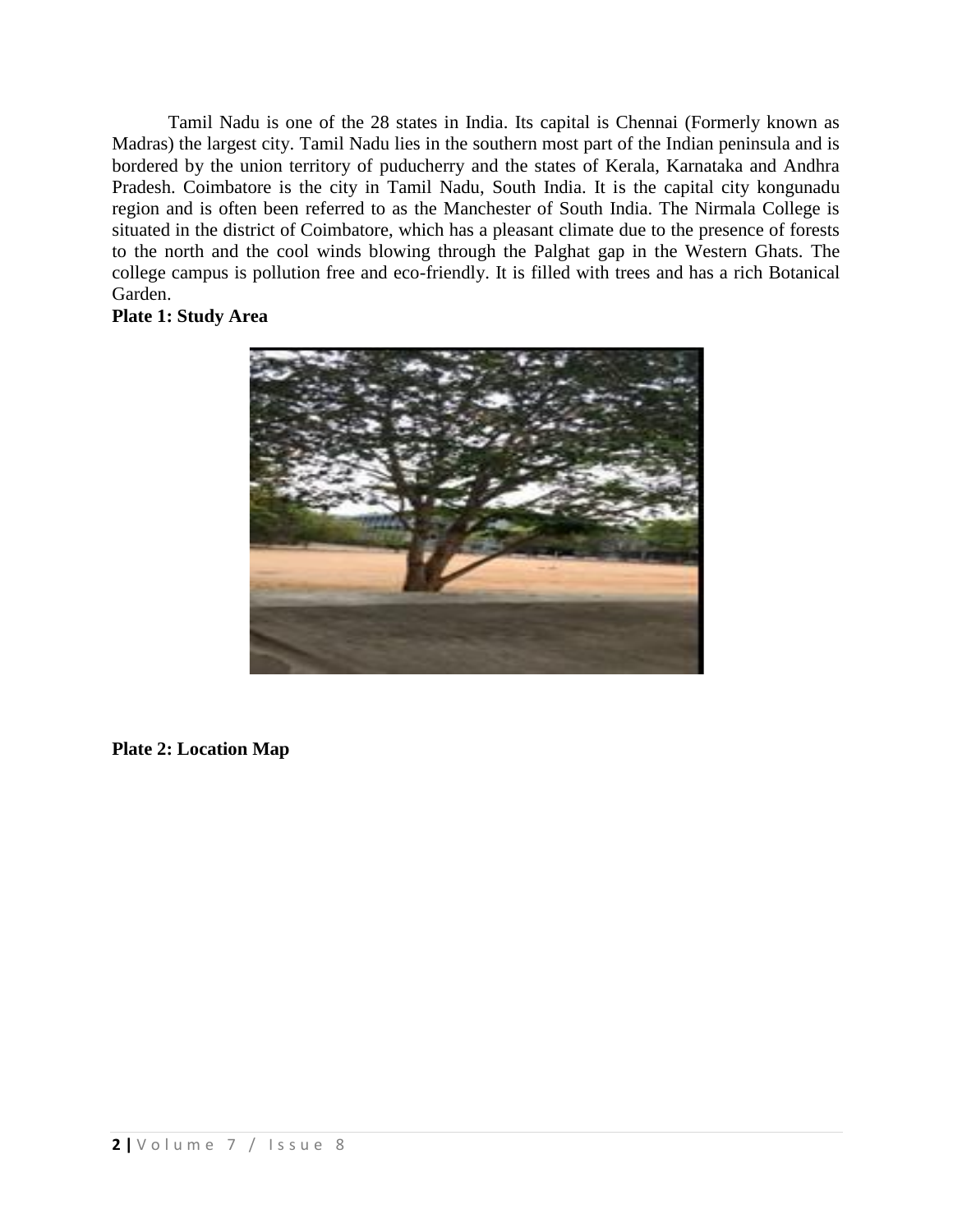Tamil Nadu is one of the 28 states in India. Its capital is Chennai (Formerly known as Madras) the largest city. Tamil Nadu lies in the southern most part of the Indian peninsula and is bordered by the union territory of puducherry and the states of Kerala, Karnataka and Andhra Pradesh. Coimbatore is the city in Tamil Nadu, South India. It is the capital city kongunadu region and is often been referred to as the Manchester of South India. The Nirmala College is situated in the district of Coimbatore, which has a pleasant climate due to the presence of forests to the north and the cool winds blowing through the Palghat gap in the Western Ghats. The college campus is pollution free and eco-friendly. It is filled with trees and has a rich Botanical Garden.

**Plate 1: Study Area**

**Plate 2: Location Map**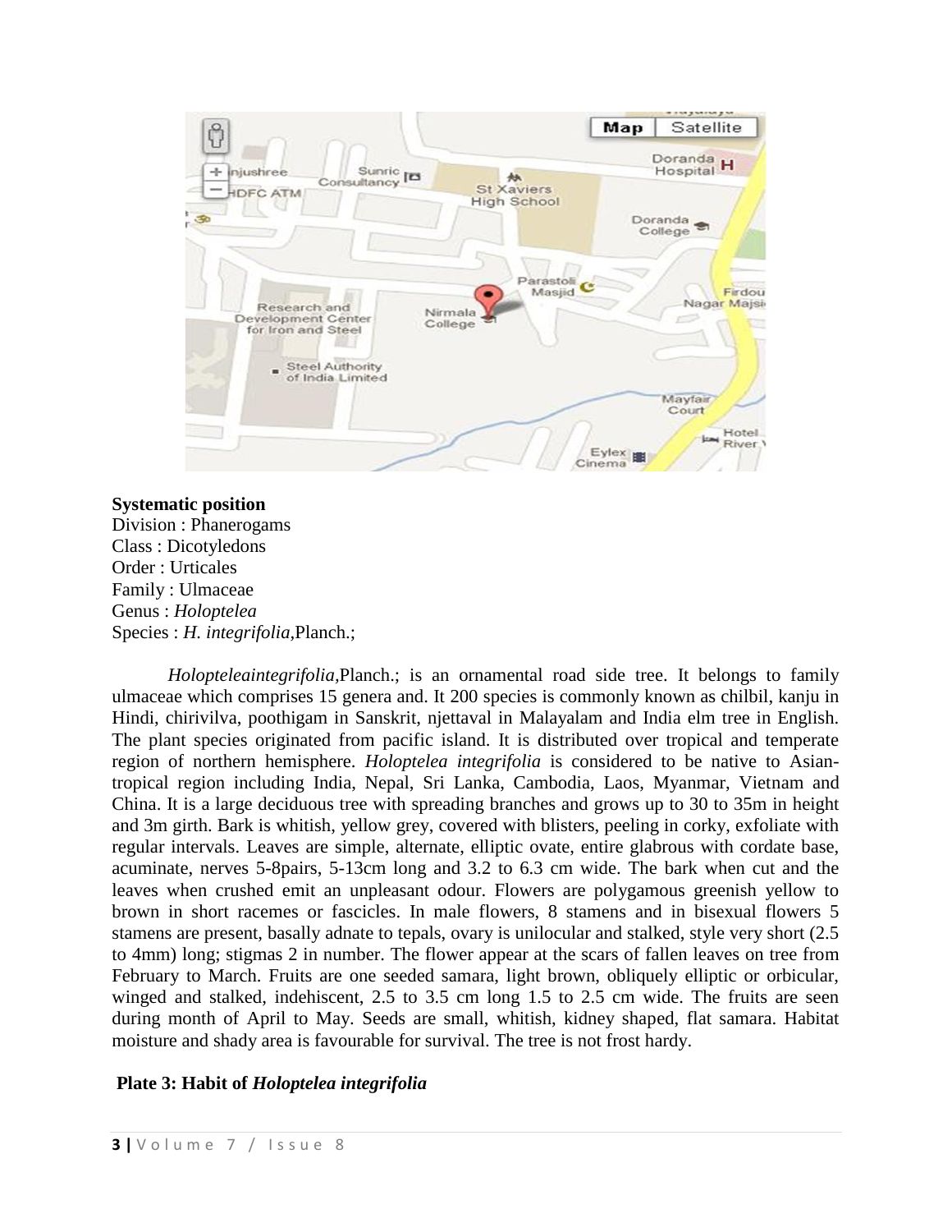**Systematic position**

Division : Phanerogams

Class : Dicotyledons

Order : Urticales

Family : Ulmaceae

Genus : *Holoptelea*

Species : *H. integrifolia*,Planch.;

*Holopteleaintegrifolia*,Planch.; is an ornamental road side tree. It belongs to family ulmaceae which comprises 15 genera and. It 200 species is commonly known as chilbil, kanju in Hindi, chirivilva, poothigam in Sanskrit, njettaval in Malayalam and India elm tree in English. The plant species originated from pacific island. It is distributed over tropical and temperate region of northern hemisphere. *Holoptelea integrifolia* is considered to be native to Asian-tropical region including India, Nepal, Sri Lanka, Cambodia, Laos, Myanmar, Vietnam and China. It is a large deciduous tree with spreading branches and grows up to 30 to 35m in height and 3m girth. Bark is whitish, yellow grey, covered with blisters, peeling in corky, exfoliate with regular intervals. Leaves are simple, alternate, elliptic ovate, entire glabrous with cordate base, acuminate, nerves 5-8pairs, 5-13cm long and 3.2 to 6.3 cm wide. The bark when cut and the leaves when crushed emit an unpleasant odour. Flowers are polygamous greenish yellow to brown in short racemes or fascicles. In male flowers, 8 stamens and in bisexual flowers 5 stamens are present, basally adnate to tepals, ovary is unilocular and stalked, style very short (2.5 to 4mm) long; stigmas 2 in number. The flower appear at the scars of fallen leaves on tree from February to March. Fruits are one seeded samara, light brown, obliquely elliptic or orbicular, winged and stalked, indehiscent, 2.5 to 3.5 cm long 1.5 to 2.5 cm wide. The fruits are seen during month of April to May. Seeds are small, whitish, kidney shaped, flat samara. Habitat moisture and shady area is favourable for survival. The tree is not frost hardy.

**Plate 3: Habit of *Holoptelea integrifolia***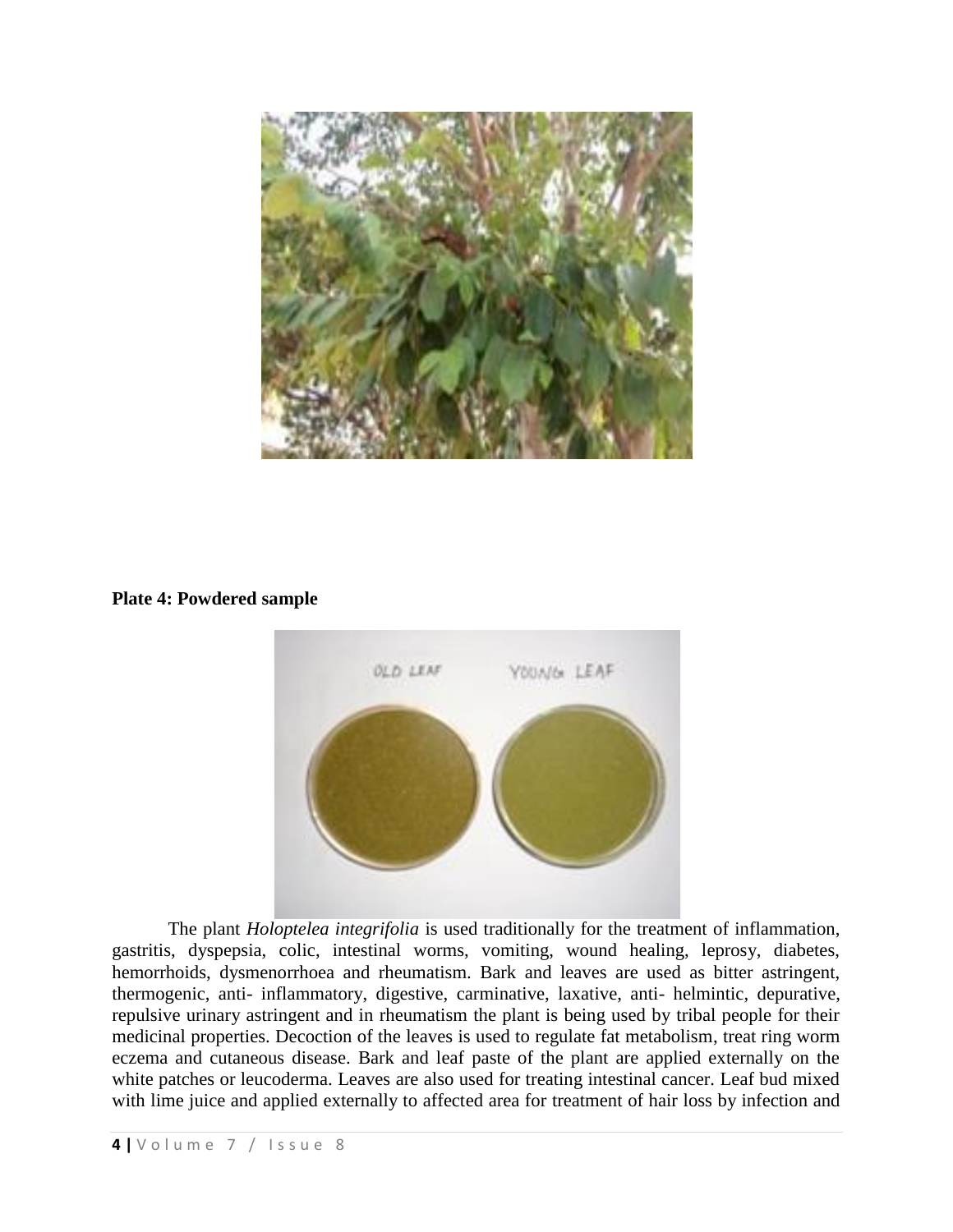**Plate 4: Powdered sample**

The plant *Holoptelea integrifolia* is used traditionally for the treatment of inflammation, gastritis, dyspepsia, colic, intestinal worms, vomiting, wound healing, leprosy, diabetes, hemorrhoids, dysmenorrhoea and rheumatism. Bark and leaves are used as bitter astringent, thermogenic, anti- inflammatory, digestive, carminative, laxative, anti- helmintic, depurative, repulsive urinary astringent and in rheumatism the plant is being used by tribal people for their medicinal properties. Decoction of the leaves is used to regulate fat metabolism, treat ring worm eczema and cutaneous disease. Bark and leaf paste of the plant are applied externally on the white patches or leucoderma. Leaves are also used for treating intestinal cancer. Leaf bud mixed with lime juice and applied externally to affected area for treatment of hair loss by infection and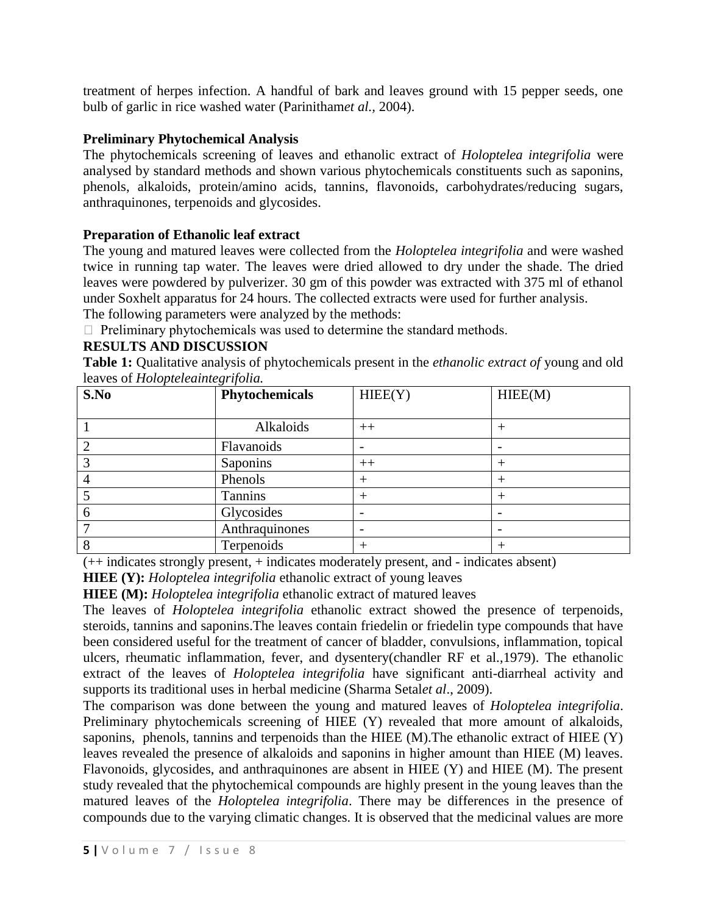treatment of herpes infection. A handful of bark and leaves ground with 15 pepper seeds, one bulb of garlic in rice washed water (Parinitham*et al.,* 2004).

**Preliminary Phytochemical Analysis**

The phytochemicals screening of leaves and ethanolic extract of *Holoptelea integrifolia* were analysed by standard methods and shown various phytochemicals constituents such as saponins, phenols, alkaloids, protein/amino acids, tannins, flavonoids, carbohydrates/reducing sugars, anthraquinones, terpenoids and glycosides.

**Preparation of Ethanolic leaf extract**

The young and matured leaves were collected from the *Holoptelea integrifolia* and were washed twice in running tap water. The leaves were dried allowed to dry under the shade. The dried leaves were powdered by pulverizer. 30 gm of this powder was extracted with 375 ml of ethanol under Soxhelt apparatus for 24 hours. The collected extracts were used for further analysis.

The following parameters were analyzed by the methods:

- Preliminary phytochemicals was used to determine the standard methods.

**RESULTS AND DISCUSSION**

**Table 1:** Qualitative analysis of phytochemicals present in the *ethanolic extract of* young and old leaves of *Holopteleaintegrifolia.*

| S.No | Phytochemicals | HIEE(Y) | HIEE(M) |
|---|---|---|---|
| 1 | Alkaloids | ++ | + |
| 2 | Flavanoids | - | - |
| 3 | Saponins | ++ | + |
| 4 | Phenols | + | + |
| 5 | Tannins | + | + |
| 6 | Glycosides | - | - |
| 7 | Anthraquinones | - | - |
| 8 | Terpenoids | + | + |

(++ indicates strongly present, + indicates moderately present, and - indicates absent)

**HIEE (Y):** *Holoptelea integrifolia* ethanolic extract of young leaves

**HIEE (M):** *Holoptelea integrifolia* ethanolic extract of matured leaves

The leaves of *Holoptelea integrifolia* ethanolic extract showed the presence of terpenoids, steroids, tannins and saponins.The leaves contain friedelin or friedelin type compounds that have been considered useful for the treatment of cancer of bladder, convulsions, inflammation, topical ulcers, rheumatic inflammation, fever, and dysentery(chandler RF et al.,1979). The ethanolic extract of the leaves of *Holoptelea integrifolia* have significant anti-diarrheal activity and supports its traditional uses in herbal medicine (Sharma Setal*et al*., 2009).

The comparison was done between the young and matured leaves of *Holoptelea integrifolia*. Preliminary phytochemicals screening of HIEE (Y) revealed that more amount of alkaloids, saponins, phenols, tannins and terpenoids than the HIEE (M).The ethanolic extract of HIEE (Y) leaves revealed the presence of alkaloids and saponins in higher amount than HIEE (M) leaves. Flavonoids, glycosides, and anthraquinones are absent in HIEE (Y) and HIEE (M). The present study revealed that the phytochemical compounds are highly present in the young leaves than the matured leaves of the *Holoptelea integrifolia*. There may be differences in the presence of compounds due to the varying climatic changes. It is observed that the medicinal values are more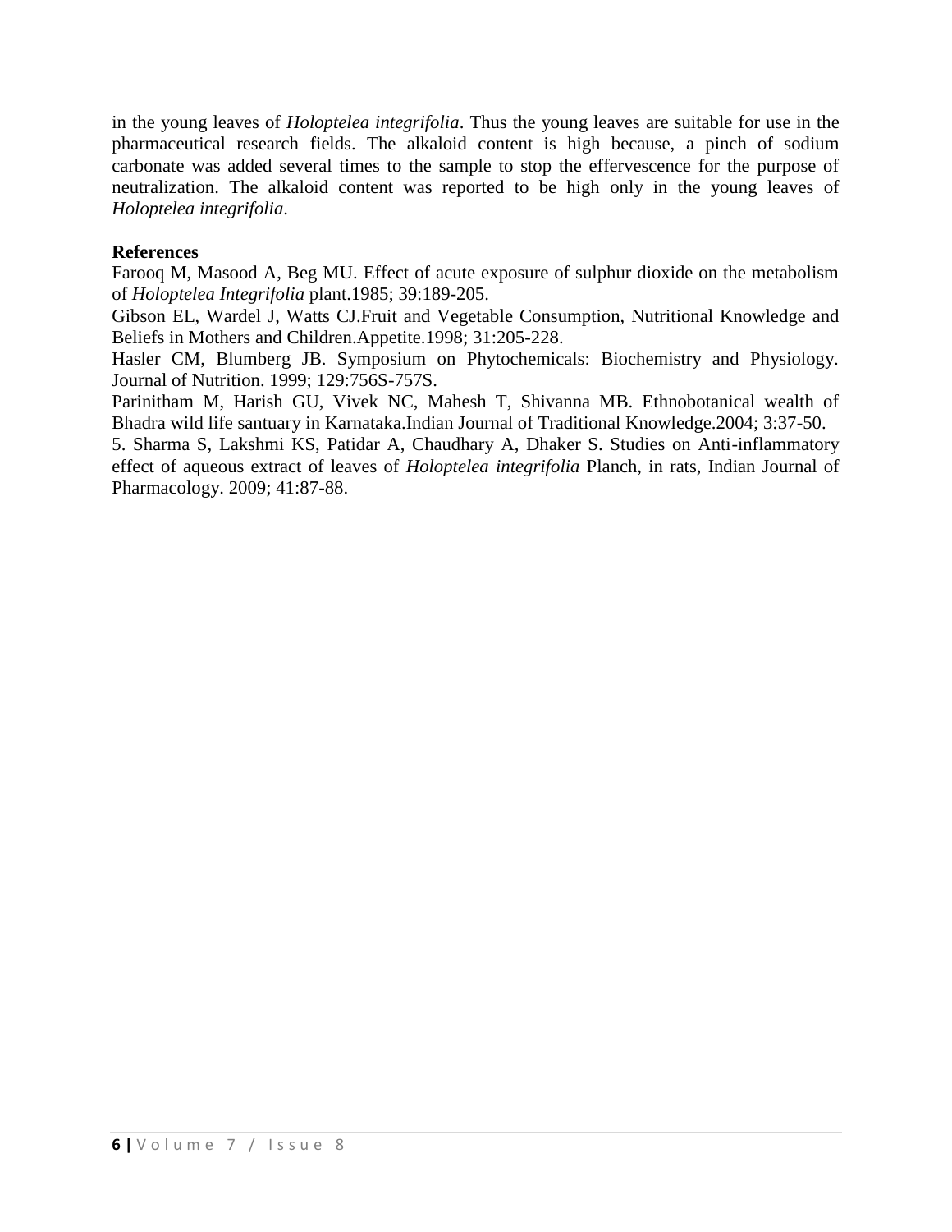in the young leaves of *Holoptelea integrifolia*. Thus the young leaves are suitable for use in the pharmaceutical research fields. The alkaloid content is high because, a pinch of sodium carbonate was added several times to the sample to stop the effervescence for the purpose of neutralization. The alkaloid content was reported to be high only in the young leaves of *Holoptelea integrifolia*.

**References**

Farooq M, Masood A, Beg MU. Effect of acute exposure of sulphur dioxide on the metabolism of *Holoptelea Integrifolia* plant.1985; 39:189-205.

Gibson EL, Wardel J, Watts CJ.Fruit and Vegetable Consumption, Nutritional Knowledge and Beliefs in Mothers and Children.Appetite.1998; 31:205-228.

Hasler CM, Blumberg JB. Symposium on Phytochemicals: Biochemistry and Physiology. Journal of Nutrition. 1999; 129:756S-757S.

Parinitham M, Harish GU, Vivek NC, Mahesh T, Shivanna MB. Ethnobotanical wealth of Bhadra wild life santuary in Karnataka.Indian Journal of Traditional Knowledge.2004; 3:37-50.

5. Sharma S, Lakshmi KS, Patidar A, Chaudhary A, Dhaker S. Studies on Anti-inflammatory effect of aqueous extract of leaves of *Holoptelea integrifolia* Planch, in rats, Indian Journal of Pharmacology. 2009; 41:87-88.